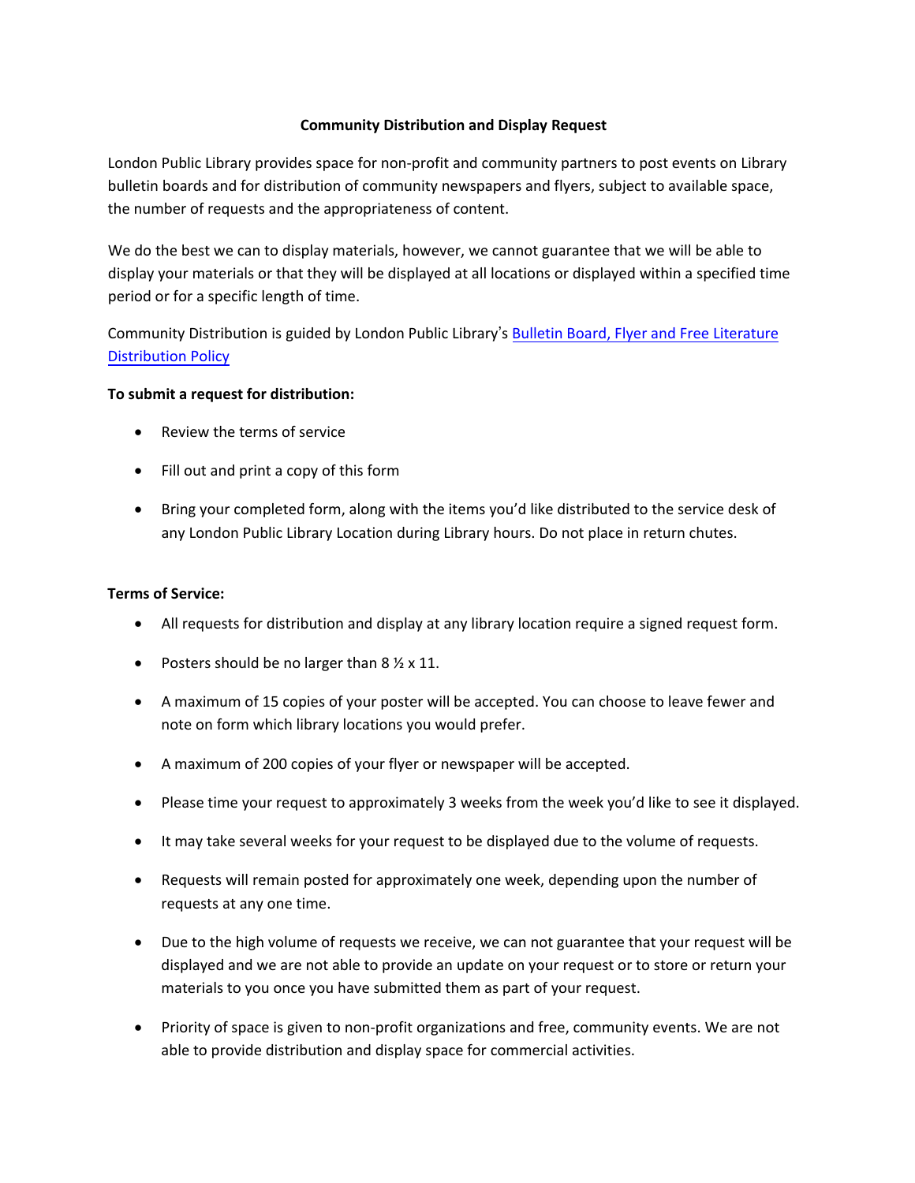# Community Distribution and Display Request

London Public Library provides space for non-profit and community partners to post events on Library bulletin boards and for distribution of community newspapers and flyers, subject to available space, the number of requests and the appropriateness of content.

We do the best we can to display materials, however, we cannot guarantee that we will be able to display your materials or that they will be displayed at all locations or displayed within a specified time period or for a specific length of time.

Community Distribution is guided by London Public Library's Bulletin Board, Flyer and Free Literature Distribution Policy

**To submit a request for distribution:**

- Review the terms of service
- Fill out and print a copy of this form
- Bring your completed form, along with the items you'd like distributed to the service desk of any London Public Library Location during Library hours. Do not place in return chutes.

**Terms of Service:**

- All requests for distribution and display at any library location require a signed request form.
- Posters should be no larger than 8 ½ x 11.
- A maximum of 15 copies of your poster will be accepted. You can choose to leave fewer and note on form which library locations you would prefer.
- A maximum of 200 copies of your flyer or newspaper will be accepted.
- Please time your request to approximately 3 weeks from the week you'd like to see it displayed.
- It may take several weeks for your request to be displayed due to the volume of requests.
- Requests will remain posted for approximately one week, depending upon the number of requests at any one time.
- Due to the high volume of requests we receive, we can not guarantee that your request will be displayed and we are not able to provide an update on your request or to store or return your materials to you once you have submitted them as part of your request.
- Priority of space is given to non-profit organizations and free, community events. We are not able to provide distribution and display space for commercial activities.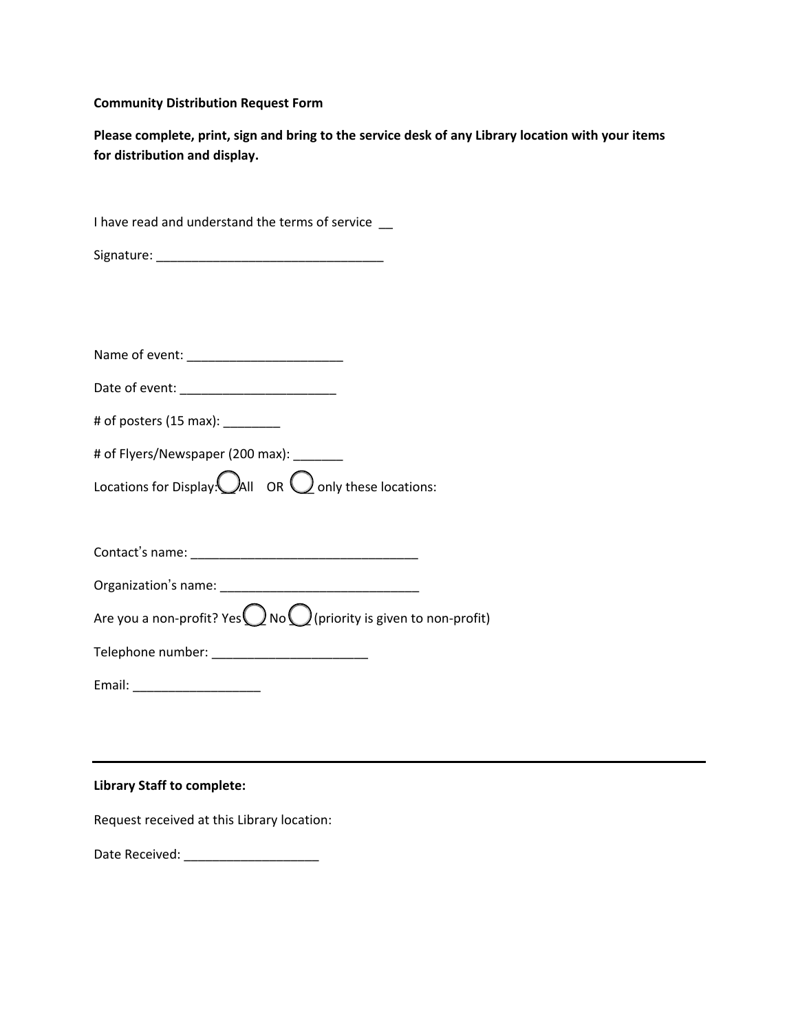**Community Distribution Request Form**

**Please complete, print, sign and bring to the service desk of any Library location with your items for distribution and display.**

I have read and understand the terms of service __

Signature: ________________________________

Name of event: ______________________

Date of event: ______________________

# of posters (15 max): ________

# of Flyers/Newspaper (200 max): _______

Locations for Display: ◯ All OR ◯ only these locations:

Contact's name: ________________________________

Organization's name: ____________________________

Are you a non-profit? Yes ◯ No ◯ (priority is given to non-profit)

Telephone number: ______________________

Email: __________________

---

**Library Staff to complete:**

Request received at this Library location:

Date Received: ___________________